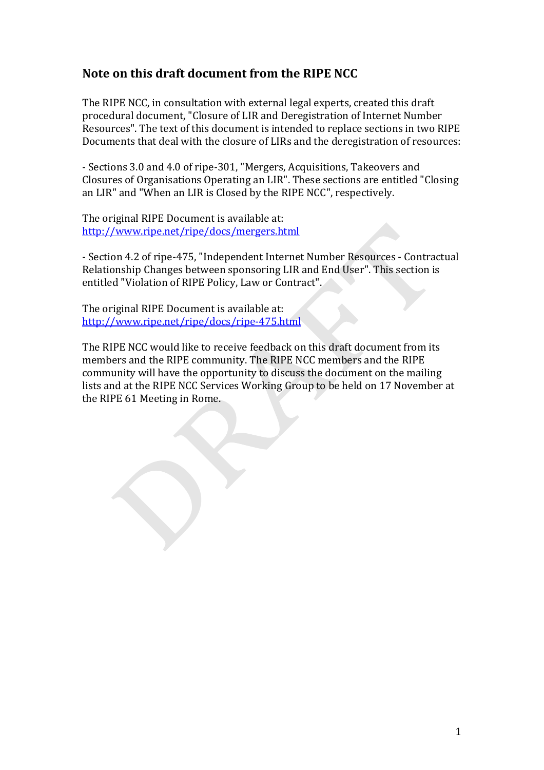## Note on this draft document from the RIPE NCC

The RIPE NCC, in consultation with external legal experts, created this draft procedural document, "Closure of LIR and Deregistration of Internet Number Resources". The text of this document is intended to replace sections in two RIPE Documents that deal with the closure of LIRs and the deregistration of resources:

- Sections 3.0 and 4.0 of ripe-301, "Mergers, Acquisitions, Takeovers and Closures of Organisations Operating an LIR". These sections are entitled "Closing an LIR" and "When an LIR is Closed by the RIPE NCC", respectively.

The original RIPE Document is available at:
http://www.ripe.net/ripe/docs/mergers.html

- Section 4.2 of ripe-475, "Independent Internet Number Resources - Contractual Relationship Changes between sponsoring LIR and End User". This section is entitled "Violation of RIPE Policy, Law or Contract".

The original RIPE Document is available at:
http://www.ripe.net/ripe/docs/ripe-475.html

The RIPE NCC would like to receive feedback on this draft document from its members and the RIPE community. The RIPE NCC members and the RIPE community will have the opportunity to discuss the document on the mailing lists and at the RIPE NCC Services Working Group to be held on 17 November at the RIPE 61 Meeting in Rome.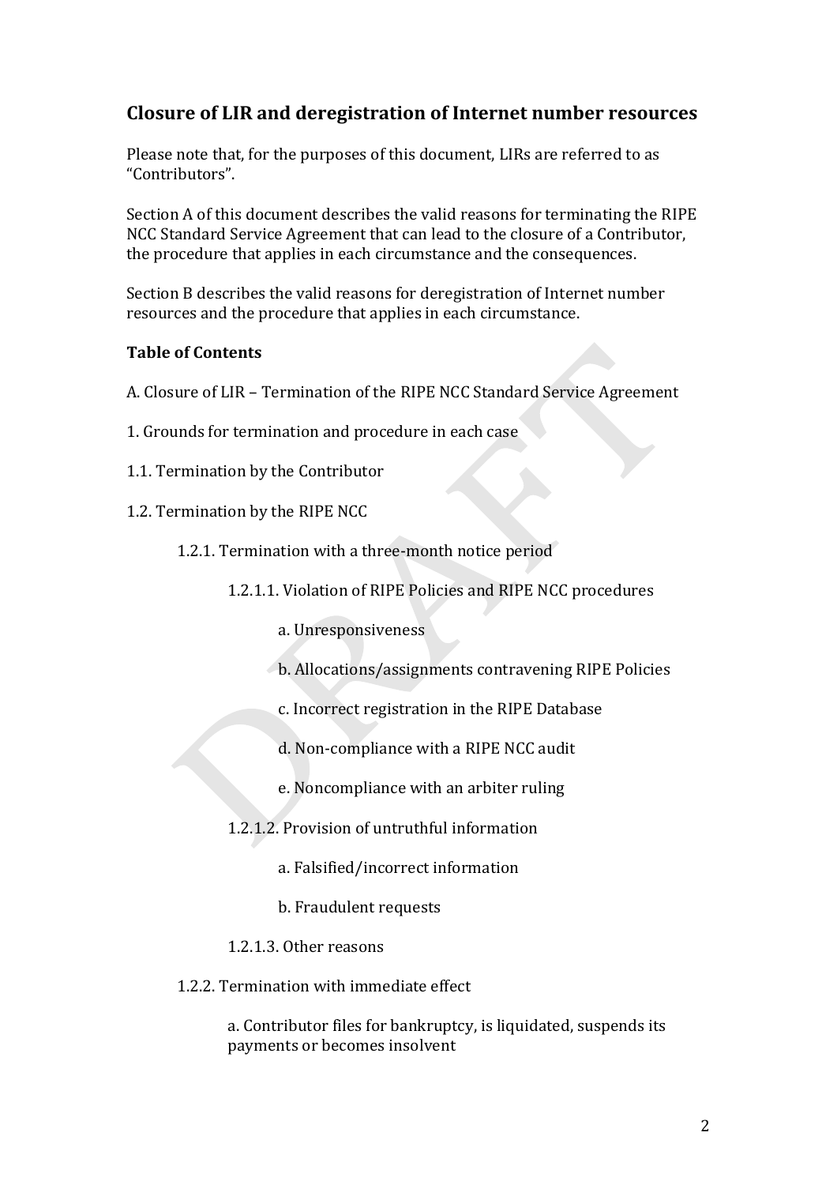## Closure of LIR and deregistration of Internet number resources

Please note that, for the purposes of this document, LIRs are referred to as "Contributors".

Section A of this document describes the valid reasons for terminating the RIPE NCC Standard Service Agreement that can lead to the closure of a Contributor, the procedure that applies in each circumstance and the consequences.

Section B describes the valid reasons for deregistration of Internet number resources and the procedure that applies in each circumstance.

**Table of Contents**

A. Closure of LIR – Termination of the RIPE NCC Standard Service Agreement

1. Grounds for termination and procedure in each case

1.1. Termination by the Contributor

1.2. Termination by the RIPE NCC

- 1.2.1. Termination with a three-month notice period
  - 1.2.1.1. Violation of RIPE Policies and RIPE NCC procedures
    - a. Unresponsiveness
    - b. Allocations/assignments contravening RIPE Policies
    - c. Incorrect registration in the RIPE Database
    - d. Non-compliance with a RIPE NCC audit
    - e. Noncompliance with an arbiter ruling
  - 1.2.1.2. Provision of untruthful information
    - a. Falsified/incorrect information
    - b. Fraudulent requests
  - 1.2.1.3. Other reasons
- 1.2.2. Termination with immediate effect
  - a. Contributor files for bankruptcy, is liquidated, suspends its payments or becomes insolvent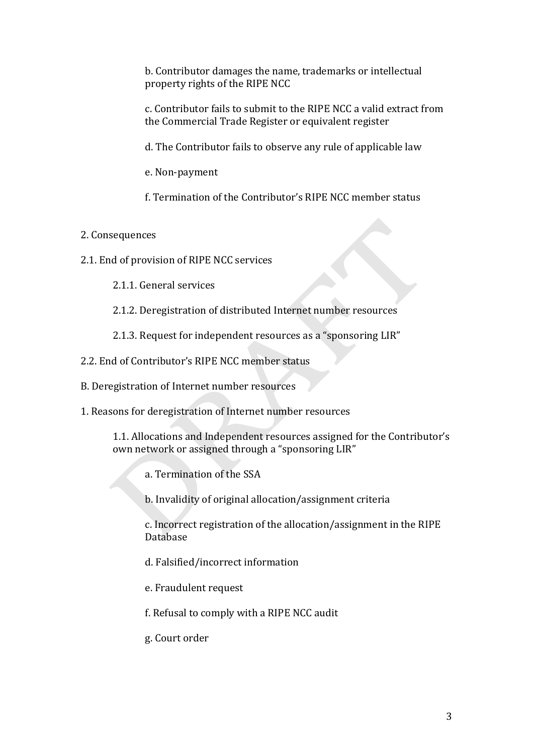b. Contributor damages the name, trademarks or intellectual property rights of the RIPE NCC

c. Contributor fails to submit to the RIPE NCC a valid extract from the Commercial Trade Register or equivalent register

d. The Contributor fails to observe any rule of applicable law

e. Non-payment

f. Termination of the Contributor's RIPE NCC member status

2. Consequences

2.1. End of provision of RIPE NCC services

2.1.1. General services

2.1.2. Deregistration of distributed Internet number resources

2.1.3. Request for independent resources as a "sponsoring LIR"

2.2. End of Contributor's RIPE NCC member status

B. Deregistration of Internet number resources

1. Reasons for deregistration of Internet number resources

1.1. Allocations and Independent resources assigned for the Contributor's own network or assigned through a "sponsoring LIR"

a. Termination of the SSA

b. Invalidity of original allocation/assignment criteria

c. Incorrect registration of the allocation/assignment in the RIPE Database

d. Falsified/incorrect information

e. Fraudulent request

f. Refusal to comply with a RIPE NCC audit

g. Court order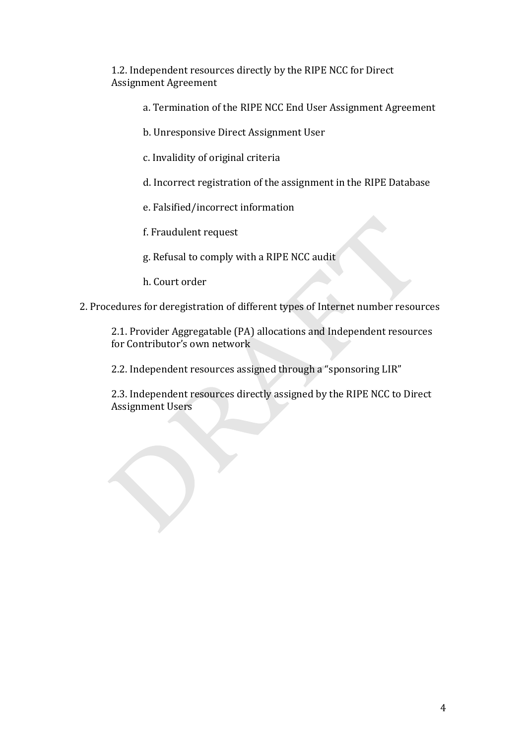1.2. Independent resources directly by the RIPE NCC for Direct Assignment Agreement

a. Termination of the RIPE NCC End User Assignment Agreement

b. Unresponsive Direct Assignment User

c. Invalidity of original criteria

d. Incorrect registration of the assignment in the RIPE Database

e. Falsified/incorrect information

f. Fraudulent request

g. Refusal to comply with a RIPE NCC audit

h. Court order

2. Procedures for deregistration of different types of Internet number resources

2.1. Provider Aggregatable (PA) allocations and Independent resources for Contributor's own network

2.2. Independent resources assigned through a "sponsoring LIR"

2.3. Independent resources directly assigned by the RIPE NCC to Direct Assignment Users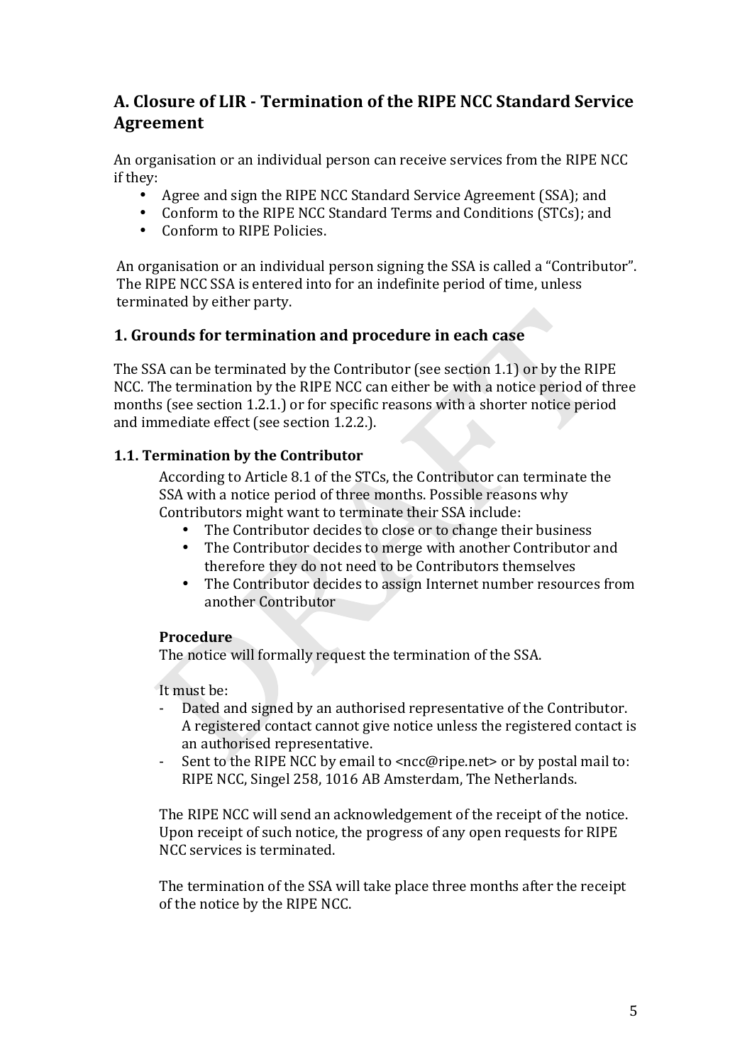## A. Closure of LIR - Termination of the RIPE NCC Standard Service Agreement

An organisation or an individual person can receive services from the RIPE NCC if they:

- Agree and sign the RIPE NCC Standard Service Agreement (SSA); and
- Conform to the RIPE NCC Standard Terms and Conditions (STCs); and
- Conform to RIPE Policies.

An organisation or an individual person signing the SSA is called a "Contributor". The RIPE NCC SSA is entered into for an indefinite period of time, unless terminated by either party.

### 1. Grounds for termination and procedure in each case

The SSA can be terminated by the Contributor (see section 1.1) or by the RIPE NCC. The termination by the RIPE NCC can either be with a notice period of three months (see section 1.2.1.) or for specific reasons with a shorter notice period and immediate effect (see section 1.2.2.).

#### 1.1. Termination by the Contributor

According to Article 8.1 of the STCs, the Contributor can terminate the SSA with a notice period of three months. Possible reasons why Contributors might want to terminate their SSA include:

- The Contributor decides to close or to change their business
- The Contributor decides to merge with another Contributor and therefore they do not need to be Contributors themselves
- The Contributor decides to assign Internet number resources from another Contributor

**Procedure**

The notice will formally request the termination of the SSA.

It must be:

- Dated and signed by an authorised representative of the Contributor. A registered contact cannot give notice unless the registered contact is an authorised representative.
- Sent to the RIPE NCC by email to <ncc@ripe.net> or by postal mail to: RIPE NCC, Singel 258, 1016 AB Amsterdam, The Netherlands.

The RIPE NCC will send an acknowledgement of the receipt of the notice. Upon receipt of such notice, the progress of any open requests for RIPE NCC services is terminated.

The termination of the SSA will take place three months after the receipt of the notice by the RIPE NCC.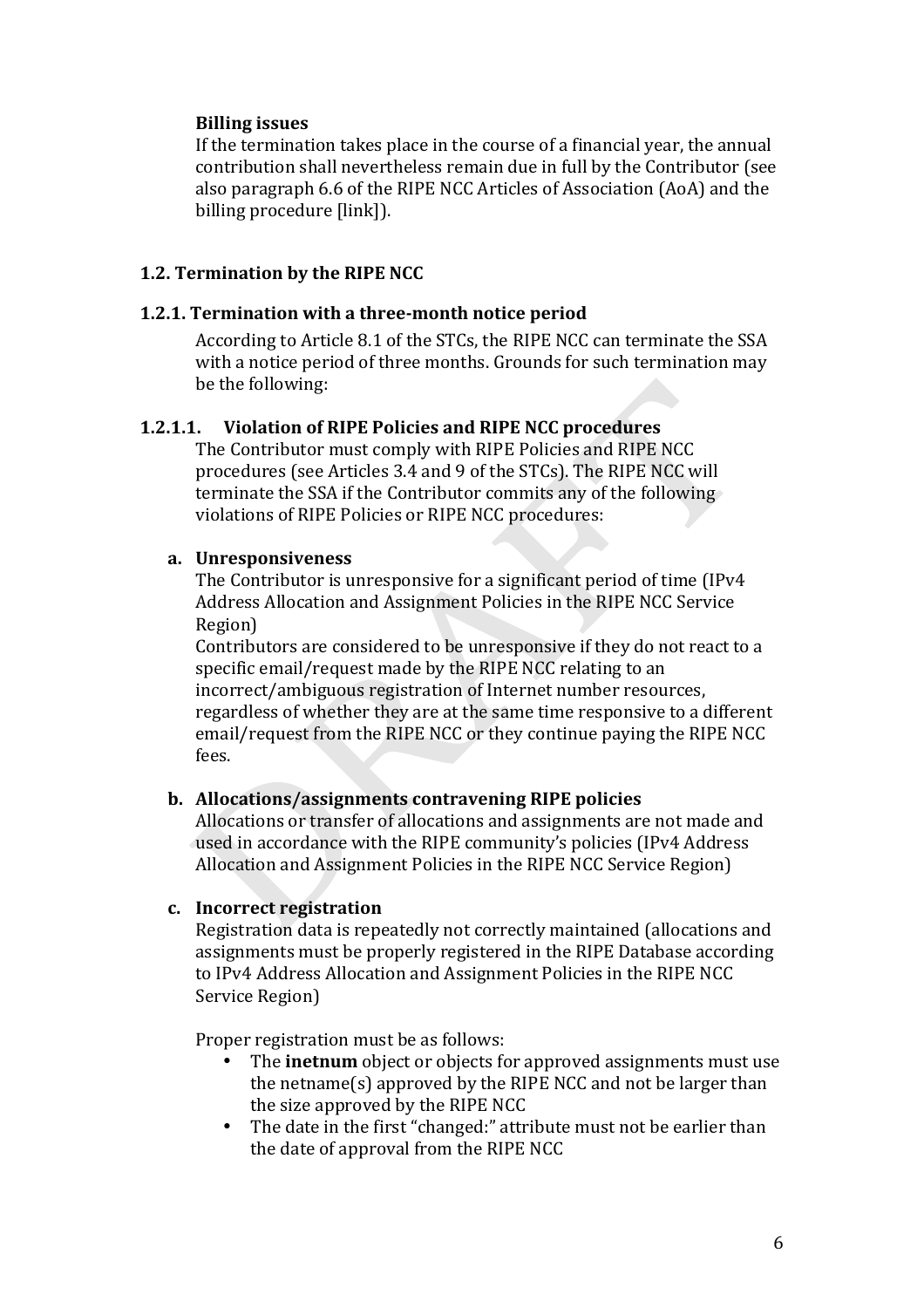**Billing issues**

If the termination takes place in the course of a financial year, the annual contribution shall nevertheless remain due in full by the Contributor (see also paragraph 6.6 of the RIPE NCC Articles of Association (AoA) and the billing procedure [link]).

### 1.2. Termination by the RIPE NCC

#### 1.2.1. Termination with a three-month notice period

According to Article 8.1 of the STCs, the RIPE NCC can terminate the SSA with a notice period of three months. Grounds for such termination may be the following:

##### 1.2.1.1. Violation of RIPE Policies and RIPE NCC procedures

The Contributor must comply with RIPE Policies and RIPE NCC procedures (see Articles 3.4 and 9 of the STCs). The RIPE NCC will terminate the SSA if the Contributor commits any of the following violations of RIPE Policies or RIPE NCC procedures:

**a. Unresponsiveness**

The Contributor is unresponsive for a significant period of time (IPv4 Address Allocation and Assignment Policies in the RIPE NCC Service Region)

Contributors are considered to be unresponsive if they do not react to a specific email/request made by the RIPE NCC relating to an incorrect/ambiguous registration of Internet number resources, regardless of whether they are at the same time responsive to a different email/request from the RIPE NCC or they continue paying the RIPE NCC fees.

**b. Allocations/assignments contravening RIPE policies**

Allocations or transfer of allocations and assignments are not made and used in accordance with the RIPE community's policies (IPv4 Address Allocation and Assignment Policies in the RIPE NCC Service Region)

**c. Incorrect registration**

Registration data is repeatedly not correctly maintained (allocations and assignments must be properly registered in the RIPE Database according to IPv4 Address Allocation and Assignment Policies in the RIPE NCC Service Region)

Proper registration must be as follows:

- The **inetnum** object or objects for approved assignments must use the netname(s) approved by the RIPE NCC and not be larger than the size approved by the RIPE NCC
- The date in the first "changed:" attribute must not be earlier than the date of approval from the RIPE NCC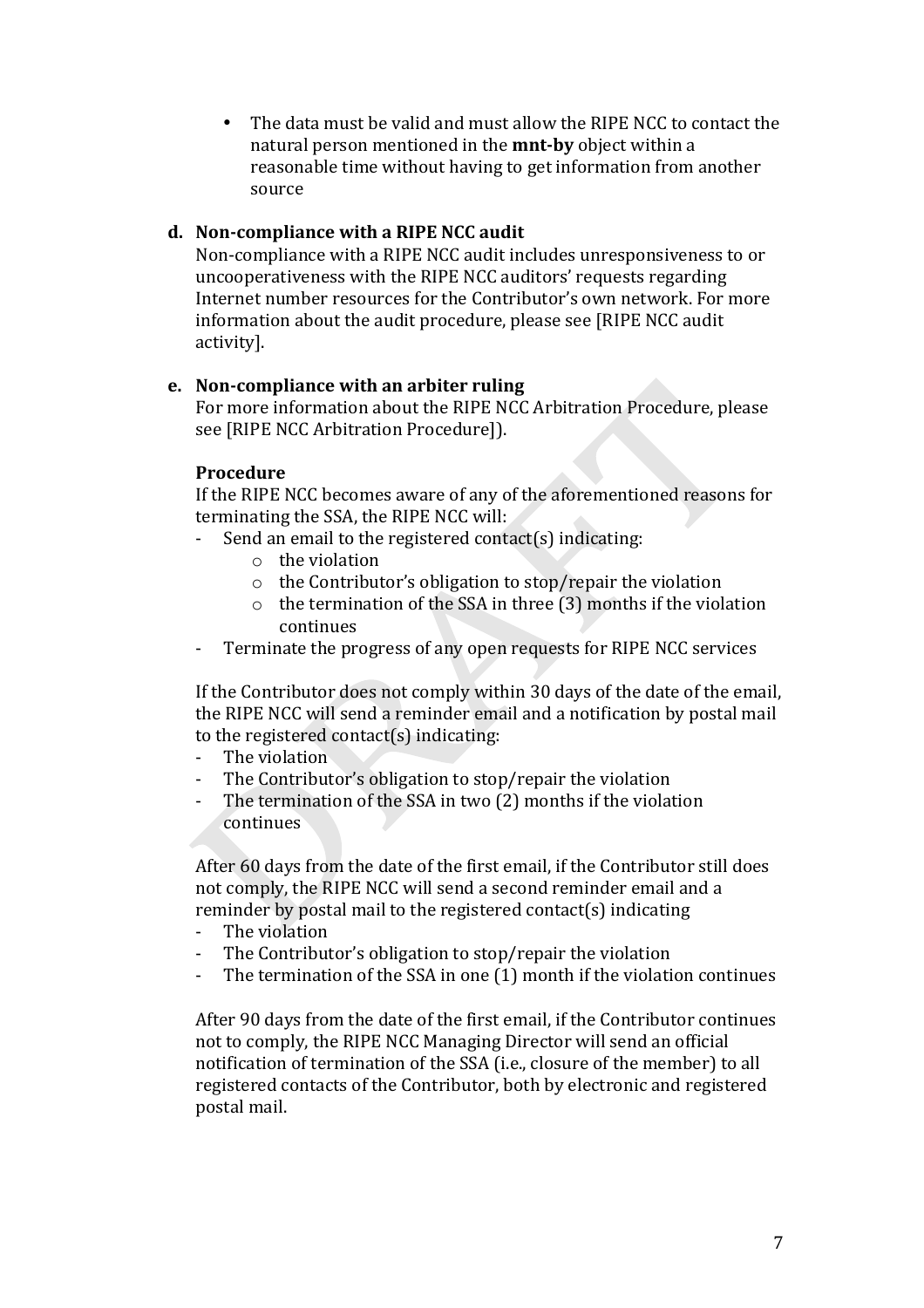- The data must be valid and must allow the RIPE NCC to contact the natural person mentioned in the **mnt-by** object within a reasonable time without having to get information from another source

**d. Non-compliance with a RIPE NCC audit**

Non-compliance with a RIPE NCC audit includes unresponsiveness to or uncooperativeness with the RIPE NCC auditors' requests regarding Internet number resources for the Contributor's own network. For more information about the audit procedure, please see [RIPE NCC audit activity].

**e. Non-compliance with an arbiter ruling**

For more information about the RIPE NCC Arbitration Procedure, please see [RIPE NCC Arbitration Procedure]).

**Procedure**

If the RIPE NCC becomes aware of any of the aforementioned reasons for terminating the SSA, the RIPE NCC will:

- Send an email to the registered contact(s) indicating:
  - the violation
  - the Contributor's obligation to stop/repair the violation
  - the termination of the SSA in three (3) months if the violation continues
- Terminate the progress of any open requests for RIPE NCC services

If the Contributor does not comply within 30 days of the date of the email, the RIPE NCC will send a reminder email and a notification by postal mail to the registered contact(s) indicating:

- The violation
- The Contributor's obligation to stop/repair the violation
- The termination of the SSA in two (2) months if the violation continues

After 60 days from the date of the first email, if the Contributor still does not comply, the RIPE NCC will send a second reminder email and a reminder by postal mail to the registered contact(s) indicating

- The violation
- The Contributor's obligation to stop/repair the violation
- The termination of the SSA in one (1) month if the violation continues

After 90 days from the date of the first email, if the Contributor continues not to comply, the RIPE NCC Managing Director will send an official notification of termination of the SSA (i.e., closure of the member) to all registered contacts of the Contributor, both by electronic and registered postal mail.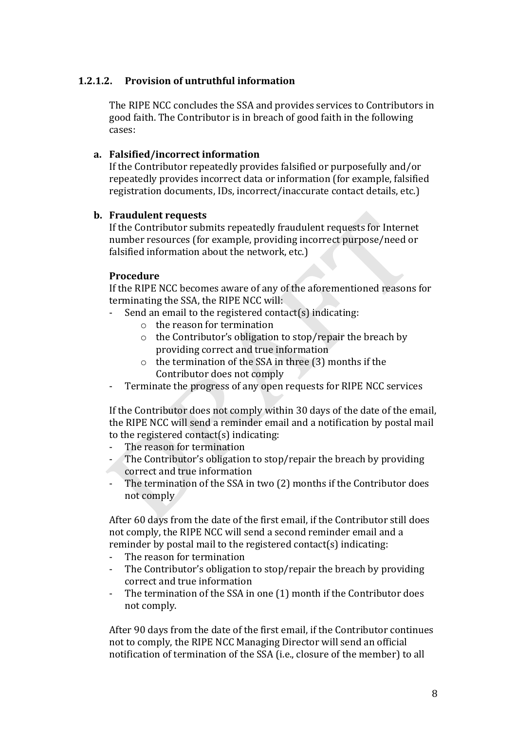#### 1.2.1.2. Provision of untruthful information

The RIPE NCC concludes the SSA and provides services to Contributors in good faith. The Contributor is in breach of good faith in the following cases:

**a. Falsified/incorrect information**
If the Contributor repeatedly provides falsified or purposefully and/or repeatedly provides incorrect data or information (for example, falsified registration documents, IDs, incorrect/inaccurate contact details, etc.)

**b. Fraudulent requests**
If the Contributor submits repeatedly fraudulent requests for Internet number resources (for example, providing incorrect purpose/need or falsified information about the network, etc.)

**Procedure**
If the RIPE NCC becomes aware of any of the aforementioned reasons for terminating the SSA, the RIPE NCC will:

- Send an email to the registered contact(s) indicating:
  - the reason for termination
  - the Contributor's obligation to stop/repair the breach by providing correct and true information
  - the termination of the SSA in three (3) months if the Contributor does not comply
- Terminate the progress of any open requests for RIPE NCC services

If the Contributor does not comply within 30 days of the date of the email, the RIPE NCC will send a reminder email and a notification by postal mail to the registered contact(s) indicating:

- The reason for termination
- The Contributor's obligation to stop/repair the breach by providing correct and true information
- The termination of the SSA in two (2) months if the Contributor does not comply

After 60 days from the date of the first email, if the Contributor still does not comply, the RIPE NCC will send a second reminder email and a reminder by postal mail to the registered contact(s) indicating:

- The reason for termination
- The Contributor's obligation to stop/repair the breach by providing correct and true information
- The termination of the SSA in one (1) month if the Contributor does not comply.

After 90 days from the date of the first email, if the Contributor continues not to comply, the RIPE NCC Managing Director will send an official notification of termination of the SSA (i.e., closure of the member) to all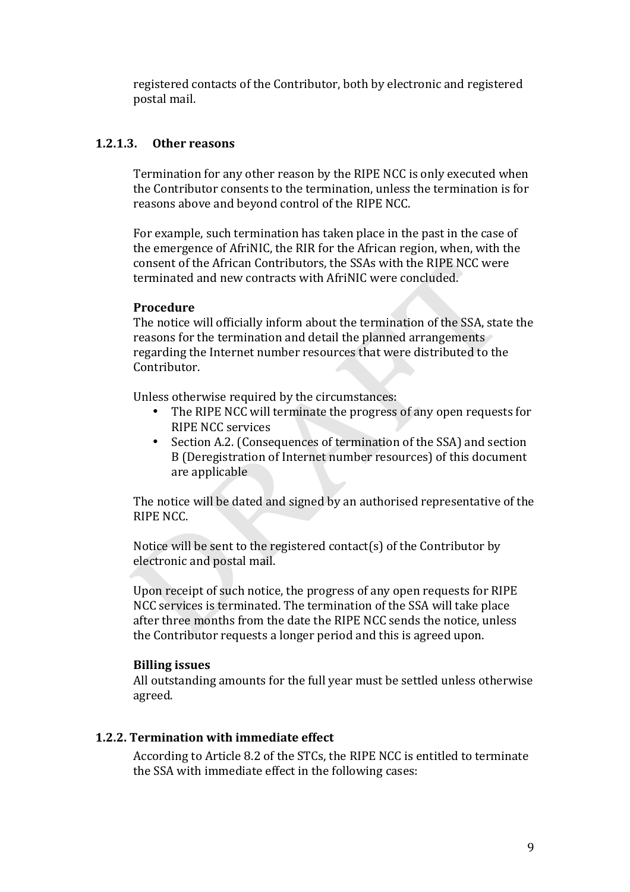registered contacts of the Contributor, both by electronic and registered postal mail.

#### 1.2.1.3. Other reasons

Termination for any other reason by the RIPE NCC is only executed when the Contributor consents to the termination, unless the termination is for reasons above and beyond control of the RIPE NCC.

For example, such termination has taken place in the past in the case of the emergence of AfriNIC, the RIR for the African region, when, with the consent of the African Contributors, the SSAs with the RIPE NCC were terminated and new contracts with AfriNIC were concluded.

**Procedure**
The notice will officially inform about the termination of the SSA, state the reasons for the termination and detail the planned arrangements regarding the Internet number resources that were distributed to the Contributor.

Unless otherwise required by the circumstances:

- The RIPE NCC will terminate the progress of any open requests for RIPE NCC services
- Section A.2. (Consequences of termination of the SSA) and section B (Deregistration of Internet number resources) of this document are applicable

The notice will be dated and signed by an authorised representative of the RIPE NCC.

Notice will be sent to the registered contact(s) of the Contributor by electronic and postal mail.

Upon receipt of such notice, the progress of any open requests for RIPE NCC services is terminated. The termination of the SSA will take place after three months from the date the RIPE NCC sends the notice, unless the Contributor requests a longer period and this is agreed upon.

**Billing issues**
All outstanding amounts for the full year must be settled unless otherwise agreed.

### 1.2.2. Termination with immediate effect

According to Article 8.2 of the STCs, the RIPE NCC is entitled to terminate the SSA with immediate effect in the following cases: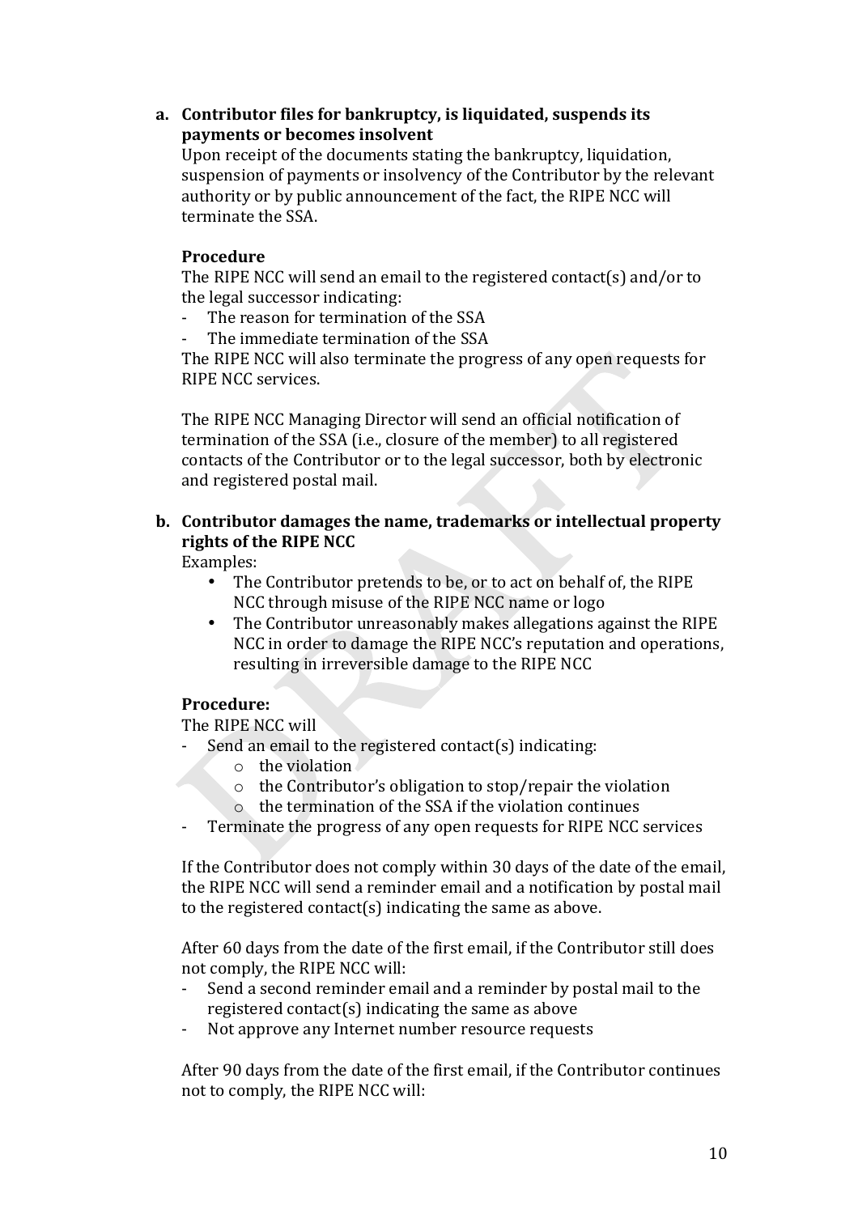**a. Contributor files for bankruptcy, is liquidated, suspends its payments or becomes insolvent**

Upon receipt of the documents stating the bankruptcy, liquidation, suspension of payments or insolvency of the Contributor by the relevant authority or by public announcement of the fact, the RIPE NCC will terminate the SSA.

**Procedure**

The RIPE NCC will send an email to the registered contact(s) and/or to the legal successor indicating:

- The reason for termination of the SSA
- The immediate termination of the SSA

The RIPE NCC will also terminate the progress of any open requests for RIPE NCC services.

The RIPE NCC Managing Director will send an official notification of termination of the SSA (i.e., closure of the member) to all registered contacts of the Contributor or to the legal successor, both by electronic and registered postal mail.

**b. Contributor damages the name, trademarks or intellectual property rights of the RIPE NCC**

Examples:

- The Contributor pretends to be, or to act on behalf of, the RIPE NCC through misuse of the RIPE NCC name or logo
- The Contributor unreasonably makes allegations against the RIPE NCC in order to damage the RIPE NCC's reputation and operations, resulting in irreversible damage to the RIPE NCC

**Procedure:**

The RIPE NCC will

- Send an email to the registered contact(s) indicating:
  - the violation
  - the Contributor's obligation to stop/repair the violation
  - the termination of the SSA if the violation continues
- Terminate the progress of any open requests for RIPE NCC services

If the Contributor does not comply within 30 days of the date of the email, the RIPE NCC will send a reminder email and a notification by postal mail to the registered contact(s) indicating the same as above.

After 60 days from the date of the first email, if the Contributor still does not comply, the RIPE NCC will:

- Send a second reminder email and a reminder by postal mail to the registered contact(s) indicating the same as above
- Not approve any Internet number resource requests

After 90 days from the date of the first email, if the Contributor continues not to comply, the RIPE NCC will: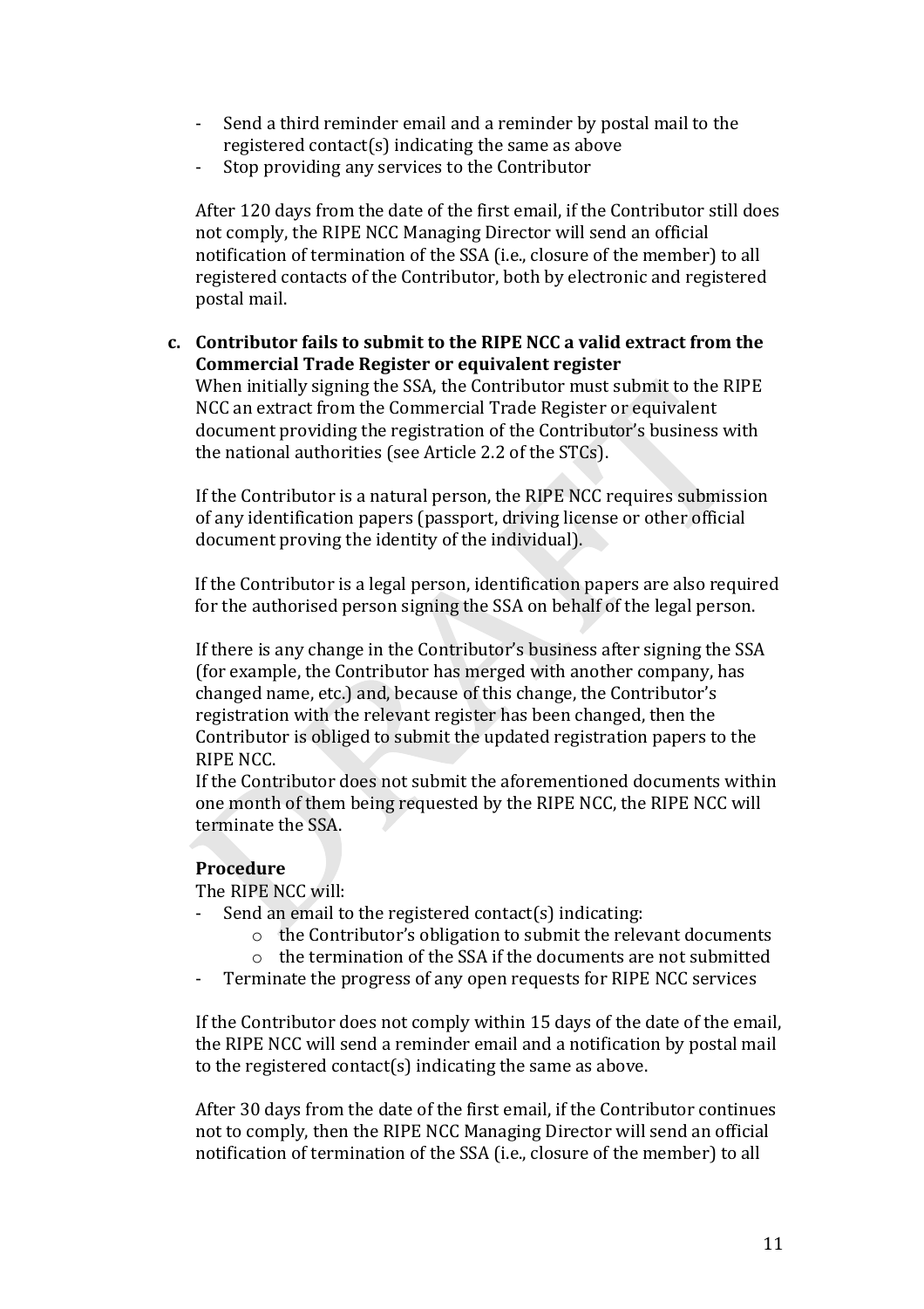- Send a third reminder email and a reminder by postal mail to the registered contact(s) indicating the same as above
- Stop providing any services to the Contributor

After 120 days from the date of the first email, if the Contributor still does not comply, the RIPE NCC Managing Director will send an official notification of termination of the SSA (i.e., closure of the member) to all registered contacts of the Contributor, both by electronic and registered postal mail.

**c. Contributor fails to submit to the RIPE NCC a valid extract from the Commercial Trade Register or equivalent register**

When initially signing the SSA, the Contributor must submit to the RIPE NCC an extract from the Commercial Trade Register or equivalent document providing the registration of the Contributor's business with the national authorities (see Article 2.2 of the STCs).

If the Contributor is a natural person, the RIPE NCC requires submission of any identification papers (passport, driving license or other official document proving the identity of the individual).

If the Contributor is a legal person, identification papers are also required for the authorised person signing the SSA on behalf of the legal person.

If there is any change in the Contributor's business after signing the SSA (for example, the Contributor has merged with another company, has changed name, etc.) and, because of this change, the Contributor's registration with the relevant register has been changed, then the Contributor is obliged to submit the updated registration papers to the RIPE NCC.

If the Contributor does not submit the aforementioned documents within one month of them being requested by the RIPE NCC, the RIPE NCC will terminate the SSA.

**Procedure**

The RIPE NCC will:

- Send an email to the registered contact(s) indicating:
  - the Contributor's obligation to submit the relevant documents
  - the termination of the SSA if the documents are not submitted
- Terminate the progress of any open requests for RIPE NCC services

If the Contributor does not comply within 15 days of the date of the email, the RIPE NCC will send a reminder email and a notification by postal mail to the registered contact(s) indicating the same as above.

After 30 days from the date of the first email, if the Contributor continues not to comply, then the RIPE NCC Managing Director will send an official notification of termination of the SSA (i.e., closure of the member) to all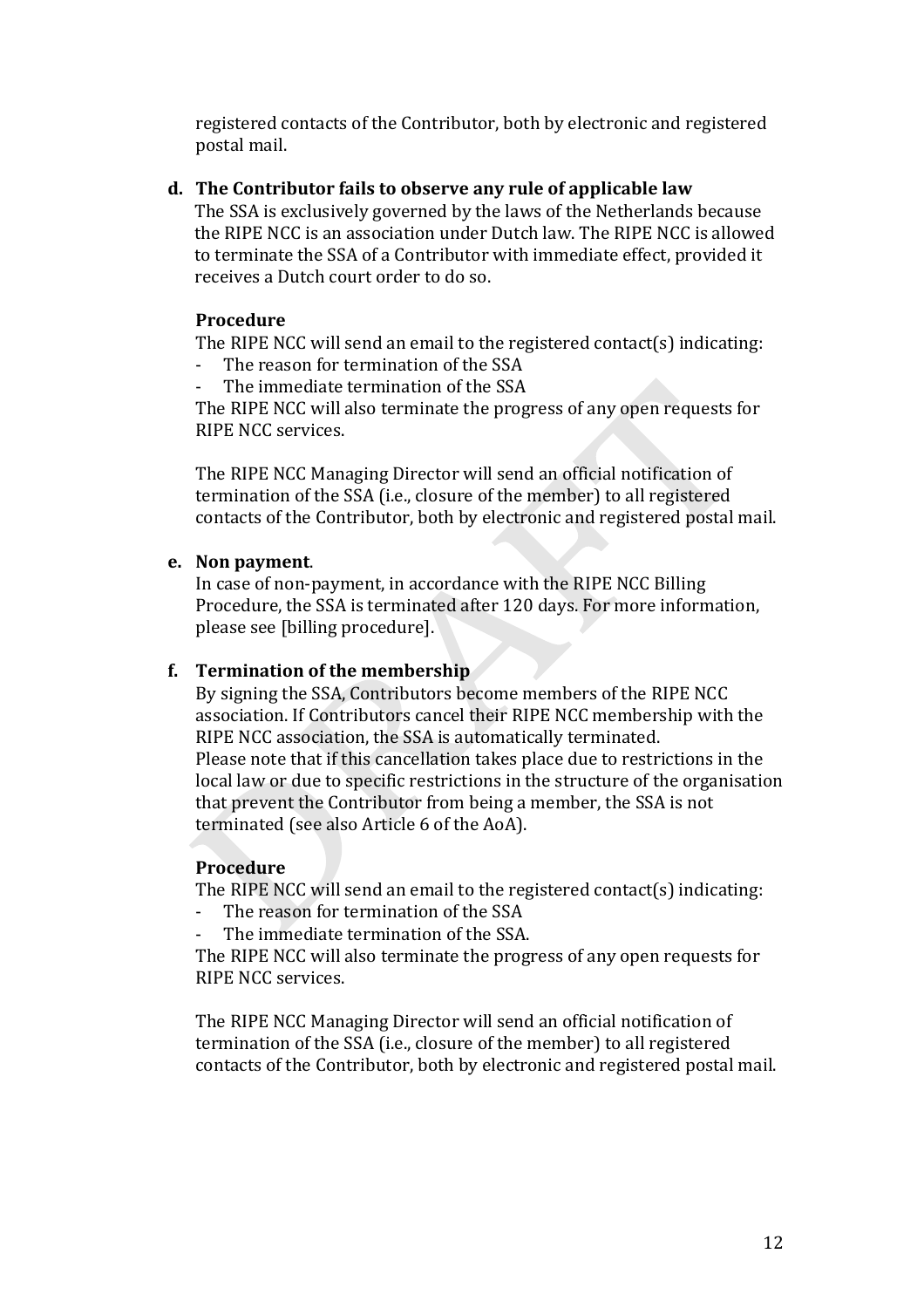registered contacts of the Contributor, both by electronic and registered postal mail.

**d. The Contributor fails to observe any rule of applicable law**

The SSA is exclusively governed by the laws of the Netherlands because the RIPE NCC is an association under Dutch law. The RIPE NCC is allowed to terminate the SSA of a Contributor with immediate effect, provided it receives a Dutch court order to do so.

**Procedure**

The RIPE NCC will send an email to the registered contact(s) indicating:

- The reason for termination of the SSA
- The immediate termination of the SSA

The RIPE NCC will also terminate the progress of any open requests for RIPE NCC services.

The RIPE NCC Managing Director will send an official notification of termination of the SSA (i.e., closure of the member) to all registered contacts of the Contributor, both by electronic and registered postal mail.

**e. Non payment**.

In case of non-payment, in accordance with the RIPE NCC Billing Procedure, the SSA is terminated after 120 days. For more information, please see [billing procedure].

**f. Termination of the membership**

By signing the SSA, Contributors become members of the RIPE NCC association. If Contributors cancel their RIPE NCC membership with the RIPE NCC association, the SSA is automatically terminated.
Please note that if this cancellation takes place due to restrictions in the local law or due to specific restrictions in the structure of the organisation that prevent the Contributor from being a member, the SSA is not terminated (see also Article 6 of the AoA).

**Procedure**

The RIPE NCC will send an email to the registered contact(s) indicating:

- The reason for termination of the SSA
- The immediate termination of the SSA.

The RIPE NCC will also terminate the progress of any open requests for RIPE NCC services.

The RIPE NCC Managing Director will send an official notification of termination of the SSA (i.e., closure of the member) to all registered contacts of the Contributor, both by electronic and registered postal mail.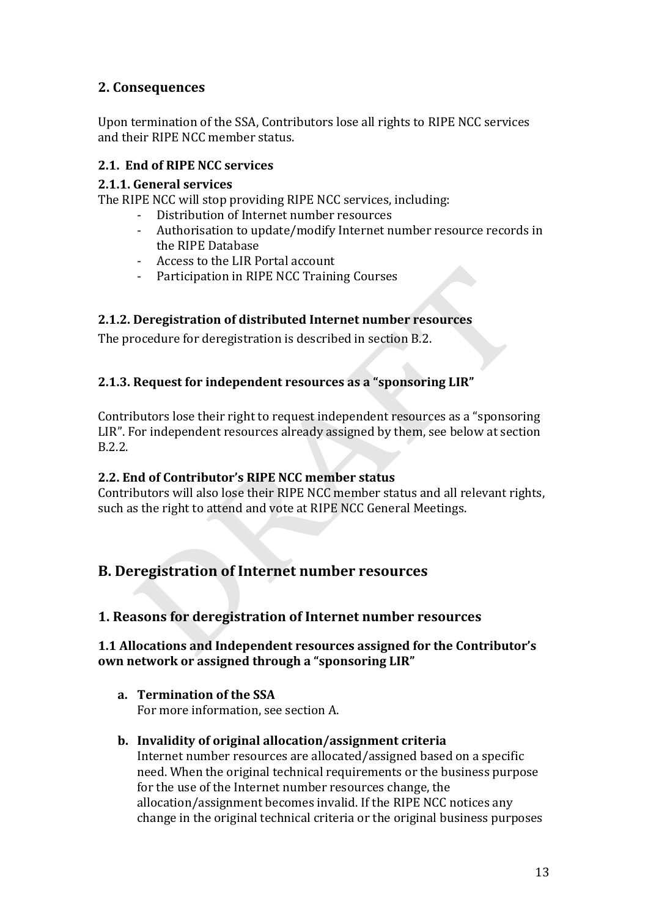## 2. Consequences

Upon termination of the SSA, Contributors lose all rights to RIPE NCC services and their RIPE NCC member status.

### 2.1. End of RIPE NCC services

#### 2.1.1. General services

The RIPE NCC will stop providing RIPE NCC services, including:

- Distribution of Internet number resources
- Authorisation to update/modify Internet number resource records in the RIPE Database
- Access to the LIR Portal account
- Participation in RIPE NCC Training Courses

#### 2.1.2. Deregistration of distributed Internet number resources

The procedure for deregistration is described in section B.2.

#### 2.1.3. Request for independent resources as a "sponsoring LIR"

Contributors lose their right to request independent resources as a "sponsoring LIR". For independent resources already assigned by them, see below at section B.2.2.

### 2.2. End of Contributor's RIPE NCC member status

Contributors will also lose their RIPE NCC member status and all relevant rights, such as the right to attend and vote at RIPE NCC General Meetings.

# B. Deregistration of Internet number resources

## 1. Reasons for deregistration of Internet number resources

### 1.1 Allocations and Independent resources assigned for the Contributor's own network or assigned through a "sponsoring LIR"

**a. Termination of the SSA**

For more information, see section A.

**b. Invalidity of original allocation/assignment criteria**

Internet number resources are allocated/assigned based on a specific need. When the original technical requirements or the business purpose for the use of the Internet number resources change, the allocation/assignment becomes invalid. If the RIPE NCC notices any change in the original technical criteria or the original business purposes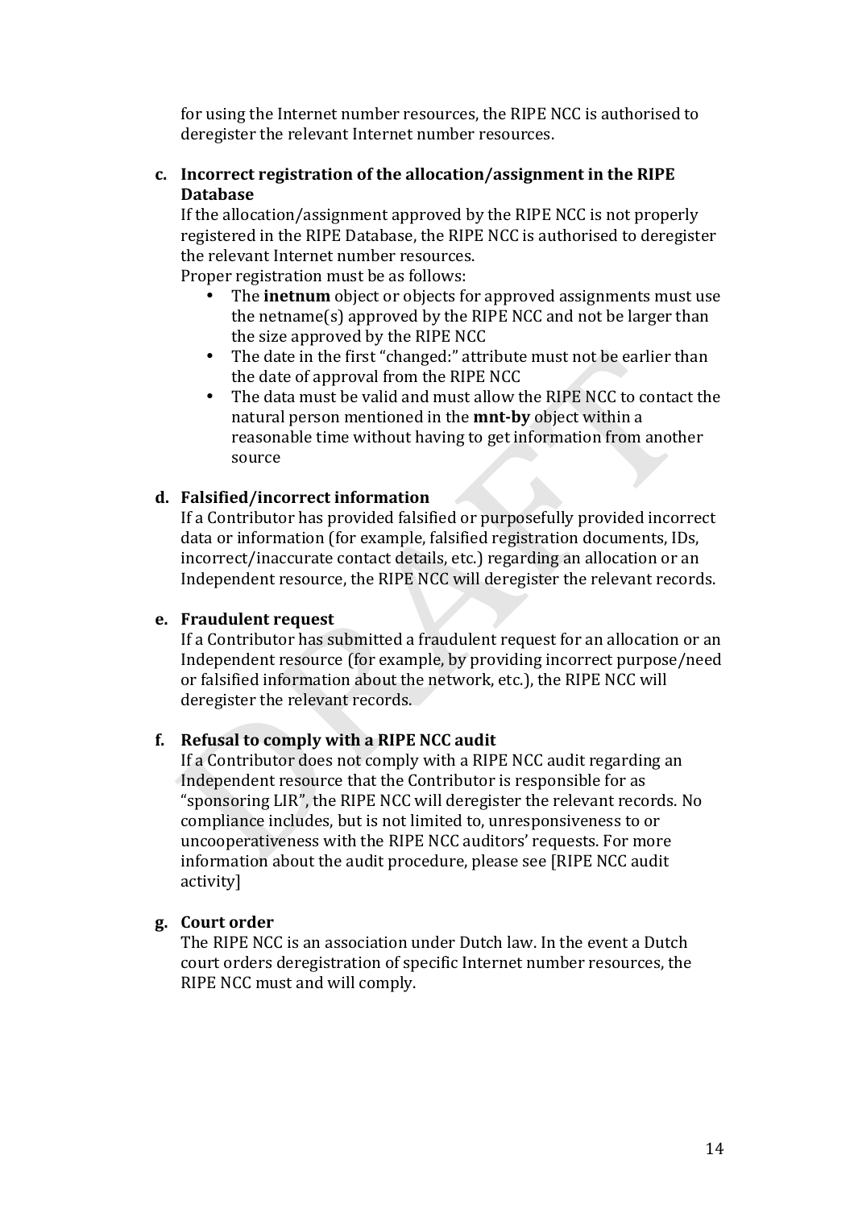for using the Internet number resources, the RIPE NCC is authorised to deregister the relevant Internet number resources.

**c. Incorrect registration of the allocation/assignment in the RIPE Database**

If the allocation/assignment approved by the RIPE NCC is not properly registered in the RIPE Database, the RIPE NCC is authorised to deregister the relevant Internet number resources.

Proper registration must be as follows:

- The **inetnum** object or objects for approved assignments must use the netname(s) approved by the RIPE NCC and not be larger than the size approved by the RIPE NCC
- The date in the first "changed:" attribute must not be earlier than the date of approval from the RIPE NCC
- The data must be valid and must allow the RIPE NCC to contact the natural person mentioned in the **mnt-by** object within a reasonable time without having to get information from another source

**d. Falsified/incorrect information**

If a Contributor has provided falsified or purposefully provided incorrect data or information (for example, falsified registration documents, IDs, incorrect/inaccurate contact details, etc.) regarding an allocation or an Independent resource, the RIPE NCC will deregister the relevant records.

**e. Fraudulent request**

If a Contributor has submitted a fraudulent request for an allocation or an Independent resource (for example, by providing incorrect purpose/need or falsified information about the network, etc.), the RIPE NCC will deregister the relevant records.

**f. Refusal to comply with a RIPE NCC audit**

If a Contributor does not comply with a RIPE NCC audit regarding an Independent resource that the Contributor is responsible for as "sponsoring LIR", the RIPE NCC will deregister the relevant records. No compliance includes, but is not limited to, unresponsiveness to or uncooperativeness with the RIPE NCC auditors' requests. For more information about the audit procedure, please see [RIPE NCC audit activity]

**g. Court order**

The RIPE NCC is an association under Dutch law. In the event a Dutch court orders deregistration of specific Internet number resources, the RIPE NCC must and will comply.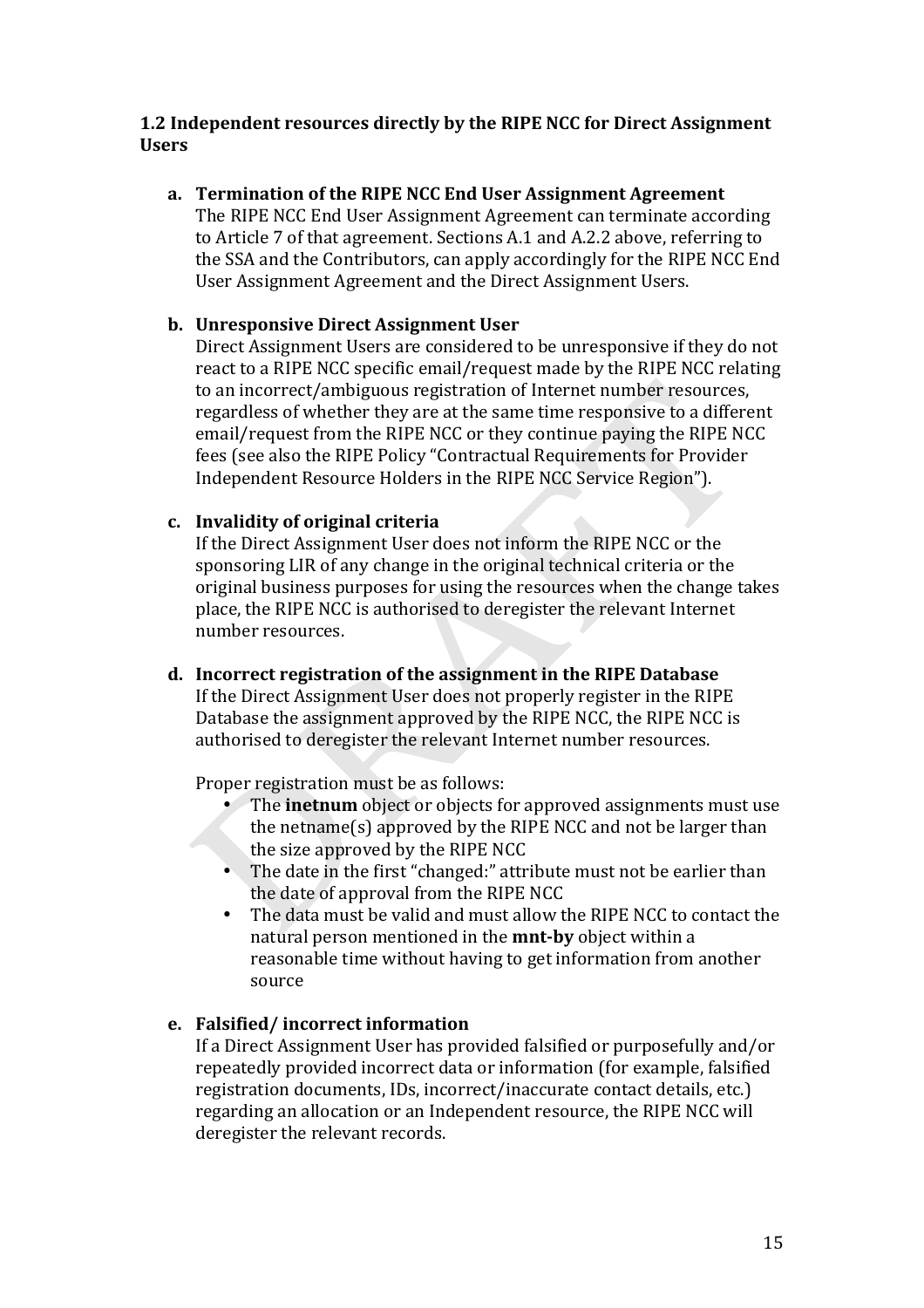### 1.2 Independent resources directly by the RIPE NCC for Direct Assignment Users

**a. Termination of the RIPE NCC End User Assignment Agreement**

The RIPE NCC End User Assignment Agreement can terminate according to Article 7 of that agreement. Sections A.1 and A.2.2 above, referring to the SSA and the Contributors, can apply accordingly for the RIPE NCC End User Assignment Agreement and the Direct Assignment Users.

**b. Unresponsive Direct Assignment User**

Direct Assignment Users are considered to be unresponsive if they do not react to a RIPE NCC specific email/request made by the RIPE NCC relating to an incorrect/ambiguous registration of Internet number resources, regardless of whether they are at the same time responsive to a different email/request from the RIPE NCC or they continue paying the RIPE NCC fees (see also the RIPE Policy "Contractual Requirements for Provider Independent Resource Holders in the RIPE NCC Service Region").

**c. Invalidity of original criteria**

If the Direct Assignment User does not inform the RIPE NCC or the sponsoring LIR of any change in the original technical criteria or the original business purposes for using the resources when the change takes place, the RIPE NCC is authorised to deregister the relevant Internet number resources.

**d. Incorrect registration of the assignment in the RIPE Database**

If the Direct Assignment User does not properly register in the RIPE Database the assignment approved by the RIPE NCC, the RIPE NCC is authorised to deregister the relevant Internet number resources.

Proper registration must be as follows:

- The **inetnum** object or objects for approved assignments must use the netname(s) approved by the RIPE NCC and not be larger than the size approved by the RIPE NCC
- The date in the first "changed:" attribute must not be earlier than the date of approval from the RIPE NCC
- The data must be valid and must allow the RIPE NCC to contact the natural person mentioned in the **mnt-by** object within a reasonable time without having to get information from another source

**e. Falsified/ incorrect information**

If a Direct Assignment User has provided falsified or purposefully and/or repeatedly provided incorrect data or information (for example, falsified registration documents, IDs, incorrect/inaccurate contact details, etc.) regarding an allocation or an Independent resource, the RIPE NCC will deregister the relevant records.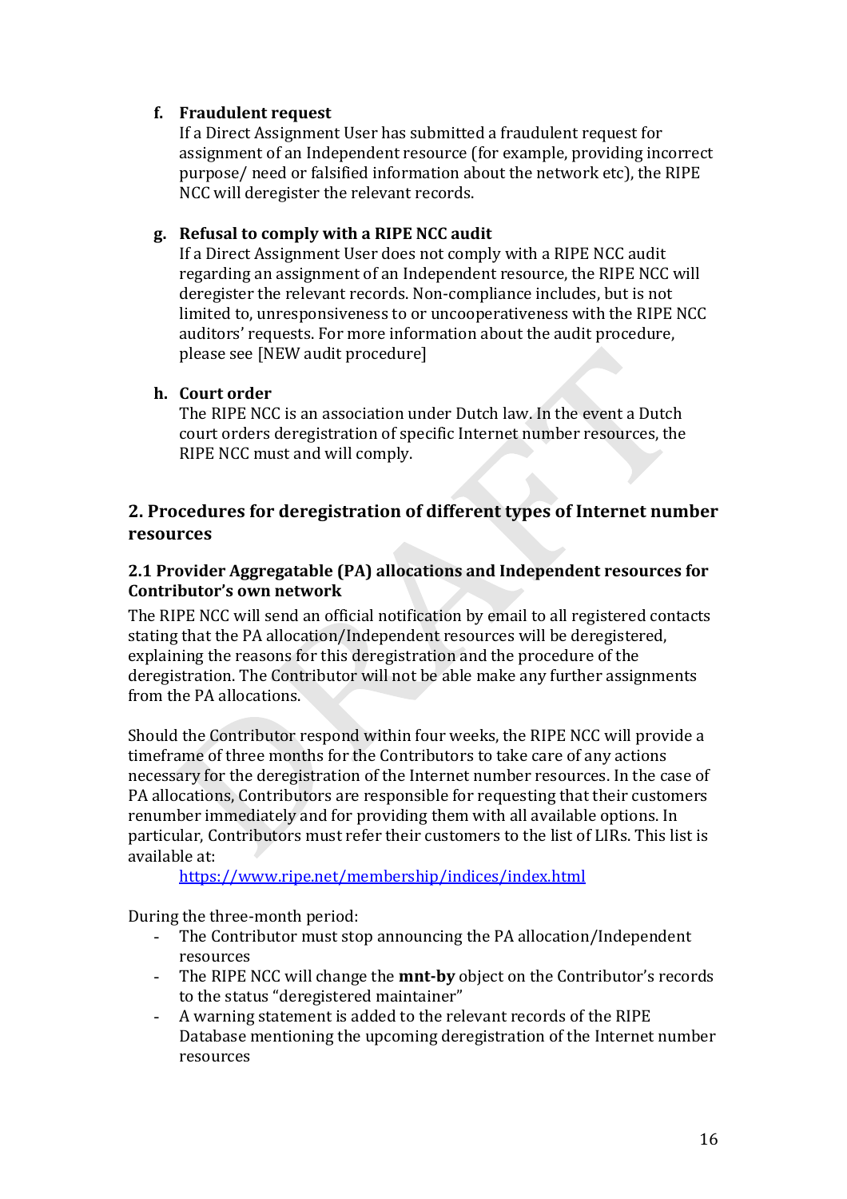**f. Fraudulent request**

If a Direct Assignment User has submitted a fraudulent request for assignment of an Independent resource (for example, providing incorrect purpose/ need or falsified information about the network etc), the RIPE NCC will deregister the relevant records.

**g. Refusal to comply with a RIPE NCC audit**

If a Direct Assignment User does not comply with a RIPE NCC audit regarding an assignment of an Independent resource, the RIPE NCC will deregister the relevant records. Non-compliance includes, but is not limited to, unresponsiveness to or uncooperativeness with the RIPE NCC auditors' requests. For more information about the audit procedure, please see [NEW audit procedure]

**h. Court order**

The RIPE NCC is an association under Dutch law. In the event a Dutch court orders deregistration of specific Internet number resources, the RIPE NCC must and will comply.

## 2. Procedures for deregistration of different types of Internet number resources

### 2.1 Provider Aggregatable (PA) allocations and Independent resources for Contributor's own network

The RIPE NCC will send an official notification by email to all registered contacts stating that the PA allocation/Independent resources will be deregistered, explaining the reasons for this deregistration and the procedure of the deregistration. The Contributor will not be able make any further assignments from the PA allocations.

Should the Contributor respond within four weeks, the RIPE NCC will provide a timeframe of three months for the Contributors to take care of any actions necessary for the deregistration of the Internet number resources. In the case of PA allocations, Contributors are responsible for requesting that their customers renumber immediately and for providing them with all available options. In particular, Contributors must refer their customers to the list of LIRs. This list is available at:

https://www.ripe.net/membership/indices/index.html

During the three-month period:

- The Contributor must stop announcing the PA allocation/Independent resources
- The RIPE NCC will change the **mnt-by** object on the Contributor's records to the status "deregistered maintainer"
- A warning statement is added to the relevant records of the RIPE Database mentioning the upcoming deregistration of the Internet number resources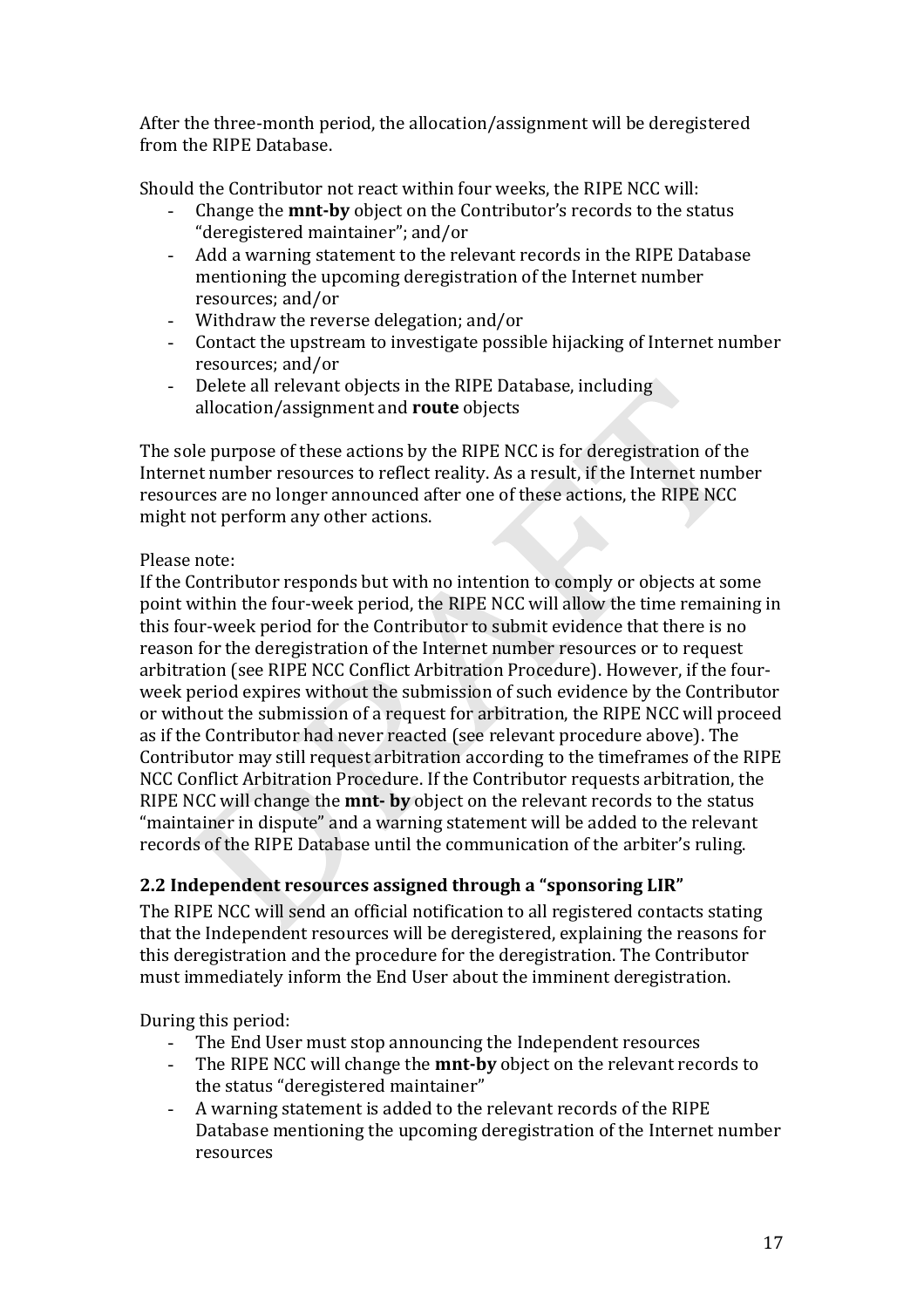After the three-month period, the allocation/assignment will be deregistered from the RIPE Database.

Should the Contributor not react within four weeks, the RIPE NCC will:

- Change the **mnt-by** object on the Contributor's records to the status "deregistered maintainer"; and/or
- Add a warning statement to the relevant records in the RIPE Database mentioning the upcoming deregistration of the Internet number resources; and/or
- Withdraw the reverse delegation; and/or
- Contact the upstream to investigate possible hijacking of Internet number resources; and/or
- Delete all relevant objects in the RIPE Database, including allocation/assignment and **route** objects

The sole purpose of these actions by the RIPE NCC is for deregistration of the Internet number resources to reflect reality. As a result, if the Internet number resources are no longer announced after one of these actions, the RIPE NCC might not perform any other actions.

Please note:
If the Contributor responds but with no intention to comply or objects at some point within the four-week period, the RIPE NCC will allow the time remaining in this four-week period for the Contributor to submit evidence that there is no reason for the deregistration of the Internet number resources or to request arbitration (see RIPE NCC Conflict Arbitration Procedure). However, if the four-week period expires without the submission of such evidence by the Contributor or without the submission of a request for arbitration, the RIPE NCC will proceed as if the Contributor had never reacted (see relevant procedure above). The Contributor may still request arbitration according to the timeframes of the RIPE NCC Conflict Arbitration Procedure. If the Contributor requests arbitration, the RIPE NCC will change the **mnt- by** object on the relevant records to the status "maintainer in dispute" and a warning statement will be added to the relevant records of the RIPE Database until the communication of the arbiter's ruling.

### 2.2 Independent resources assigned through a "sponsoring LIR"

The RIPE NCC will send an official notification to all registered contacts stating that the Independent resources will be deregistered, explaining the reasons for this deregistration and the procedure for the deregistration. The Contributor must immediately inform the End User about the imminent deregistration.

During this period:

- The End User must stop announcing the Independent resources
- The RIPE NCC will change the **mnt-by** object on the relevant records to the status "deregistered maintainer"
- A warning statement is added to the relevant records of the RIPE Database mentioning the upcoming deregistration of the Internet number resources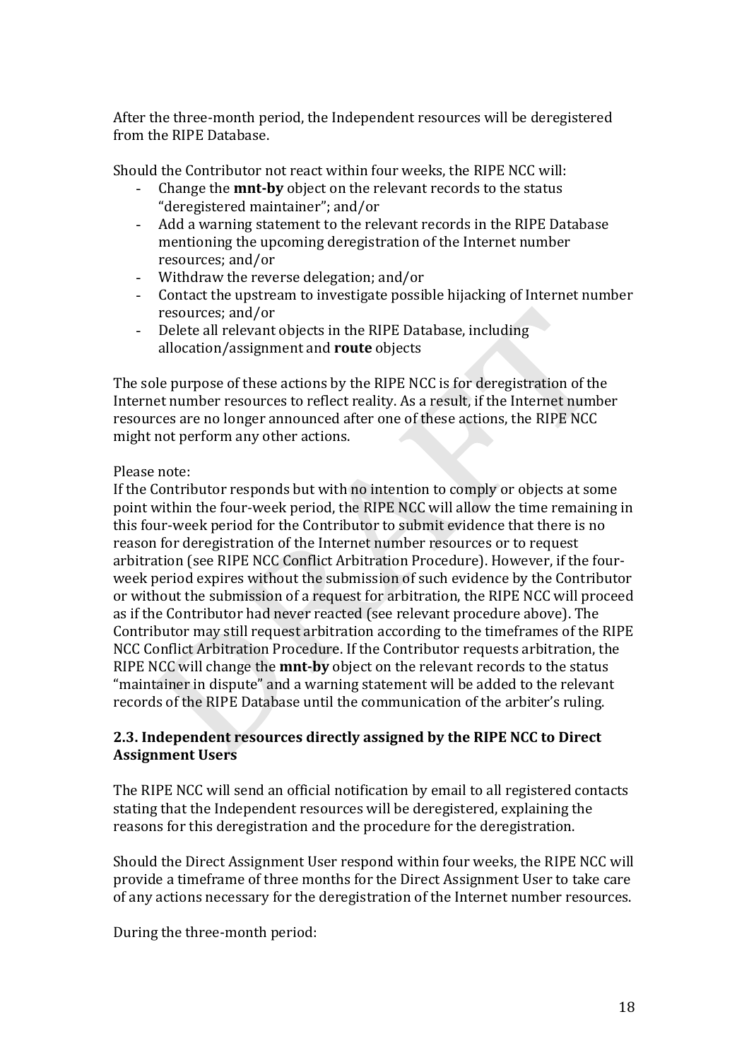After the three-month period, the Independent resources will be deregistered from the RIPE Database.

Should the Contributor not react within four weeks, the RIPE NCC will:

- Change the **mnt-by** object on the relevant records to the status "deregistered maintainer"; and/or
- Add a warning statement to the relevant records in the RIPE Database mentioning the upcoming deregistration of the Internet number resources; and/or
- Withdraw the reverse delegation; and/or
- Contact the upstream to investigate possible hijacking of Internet number resources; and/or
- Delete all relevant objects in the RIPE Database, including allocation/assignment and **route** objects

The sole purpose of these actions by the RIPE NCC is for deregistration of the Internet number resources to reflect reality. As a result, if the Internet number resources are no longer announced after one of these actions, the RIPE NCC might not perform any other actions.

Please note:
If the Contributor responds but with no intention to comply or objects at some point within the four-week period, the RIPE NCC will allow the time remaining in this four-week period for the Contributor to submit evidence that there is no reason for deregistration of the Internet number resources or to request arbitration (see RIPE NCC Conflict Arbitration Procedure). However, if the four-week period expires without the submission of such evidence by the Contributor or without the submission of a request for arbitration, the RIPE NCC will proceed as if the Contributor had never reacted (see relevant procedure above). The Contributor may still request arbitration according to the timeframes of the RIPE NCC Conflict Arbitration Procedure. If the Contributor requests arbitration, the RIPE NCC will change the **mnt-by** object on the relevant records to the status "maintainer in dispute" and a warning statement will be added to the relevant records of the RIPE Database until the communication of the arbiter's ruling.

### 2.3. Independent resources directly assigned by the RIPE NCC to Direct Assignment Users

The RIPE NCC will send an official notification by email to all registered contacts stating that the Independent resources will be deregistered, explaining the reasons for this deregistration and the procedure for the deregistration.

Should the Direct Assignment User respond within four weeks, the RIPE NCC will provide a timeframe of three months for the Direct Assignment User to take care of any actions necessary for the deregistration of the Internet number resources.

During the three-month period: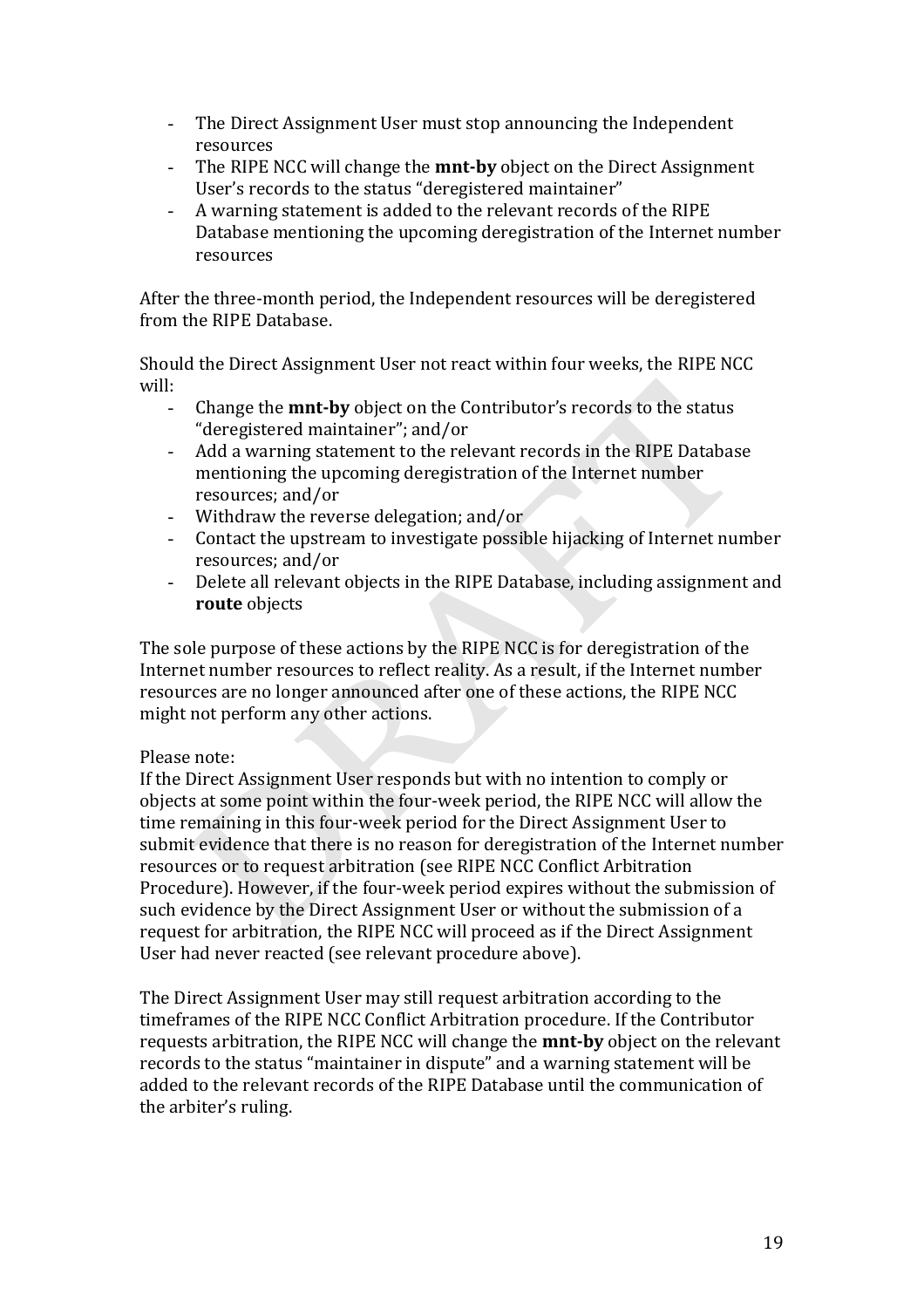- The Direct Assignment User must stop announcing the Independent resources
- The RIPE NCC will change the **mnt-by** object on the Direct Assignment User's records to the status "deregistered maintainer"
- A warning statement is added to the relevant records of the RIPE Database mentioning the upcoming deregistration of the Internet number resources

After the three-month period, the Independent resources will be deregistered from the RIPE Database.

Should the Direct Assignment User not react within four weeks, the RIPE NCC will:

- Change the **mnt-by** object on the Contributor's records to the status "deregistered maintainer"; and/or
- Add a warning statement to the relevant records in the RIPE Database mentioning the upcoming deregistration of the Internet number resources; and/or
- Withdraw the reverse delegation; and/or
- Contact the upstream to investigate possible hijacking of Internet number resources; and/or
- Delete all relevant objects in the RIPE Database, including assignment and **route** objects

The sole purpose of these actions by the RIPE NCC is for deregistration of the Internet number resources to reflect reality. As a result, if the Internet number resources are no longer announced after one of these actions, the RIPE NCC might not perform any other actions.

Please note:
If the Direct Assignment User responds but with no intention to comply or objects at some point within the four-week period, the RIPE NCC will allow the time remaining in this four-week period for the Direct Assignment User to submit evidence that there is no reason for deregistration of the Internet number resources or to request arbitration (see RIPE NCC Conflict Arbitration Procedure). However, if the four-week period expires without the submission of such evidence by the Direct Assignment User or without the submission of a request for arbitration, the RIPE NCC will proceed as if the Direct Assignment User had never reacted (see relevant procedure above).

The Direct Assignment User may still request arbitration according to the timeframes of the RIPE NCC Conflict Arbitration procedure. If the Contributor requests arbitration, the RIPE NCC will change the **mnt-by** object on the relevant records to the status "maintainer in dispute" and a warning statement will be added to the relevant records of the RIPE Database until the communication of the arbiter's ruling.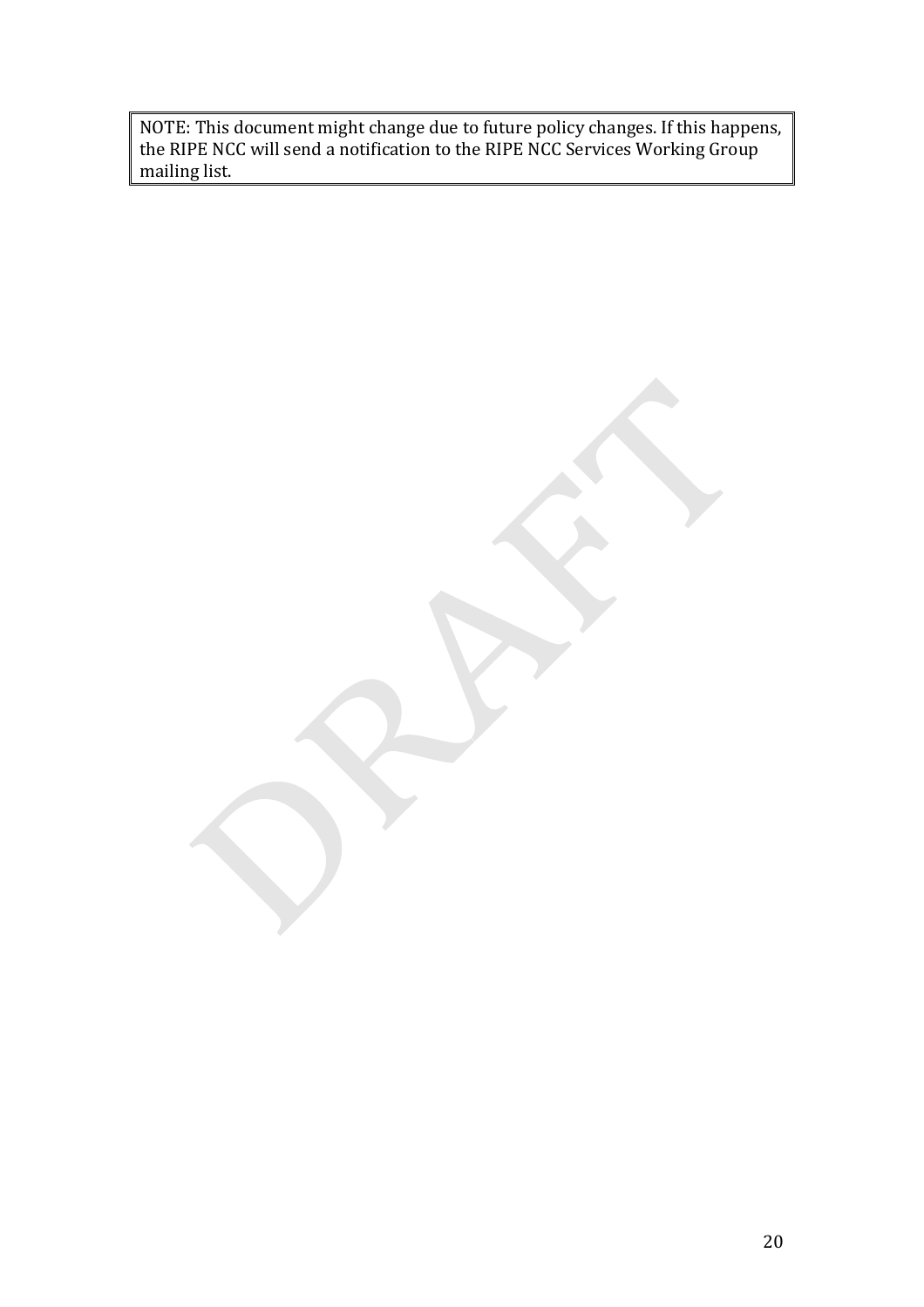NOTE: This document might change due to future policy changes. If this happens, the RIPE NCC will send a notification to the RIPE NCC Services Working Group mailing list.